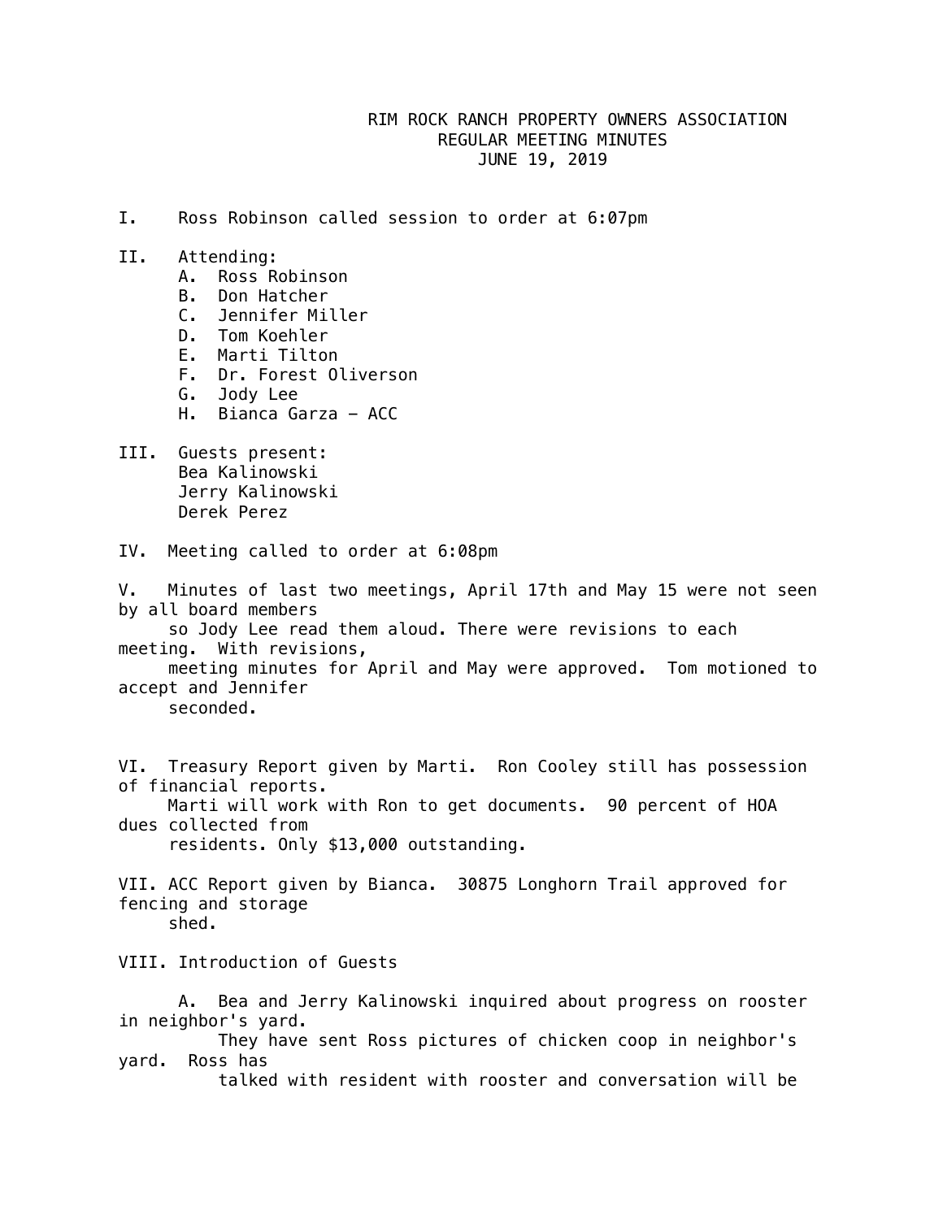# RIM ROCK RANCH PROPERTY OWNERS ASSOCIATION
## REGULAR MEETING MINUTES
## JUNE 19, 2019

I. Ross Robinson called session to order at 6:07pm

II. Attending:
   - A. Ross Robinson
   - B. Don Hatcher
   - C. Jennifer Miller
   - D. Tom Koehler
   - E. Marti Tilton
   - F. Dr. Forest Oliverson
   - G. Jody Lee
   - H. Bianca Garza – ACC

III. Guests present:
   - Bea Kalinowski
   - Jerry Kalinowski
   - Derek Perez

IV. Meeting called to order at 6:08pm

V. Minutes of last two meetings, April 17th and May 15 were not seen by all board members so Jody Lee read them aloud. There were revisions to each meeting. With revisions, meeting minutes for April and May were approved. Tom motioned to accept and Jennifer seconded.

VI. Treasury Report given by Marti. Ron Cooley still has possession of financial reports. Marti will work with Ron to get documents. 90 percent of HOA dues collected from residents. Only $13,000 outstanding.

VII. ACC Report given by Bianca. 30875 Longhorn Trail approved for fencing and storage shed.

VIII. Introduction of Guests

   A. Bea and Jerry Kalinowski inquired about progress on rooster in neighbor's yard. They have sent Ross pictures of chicken coop in neighbor's yard. Ross has talked with resident with rooster and conversation will be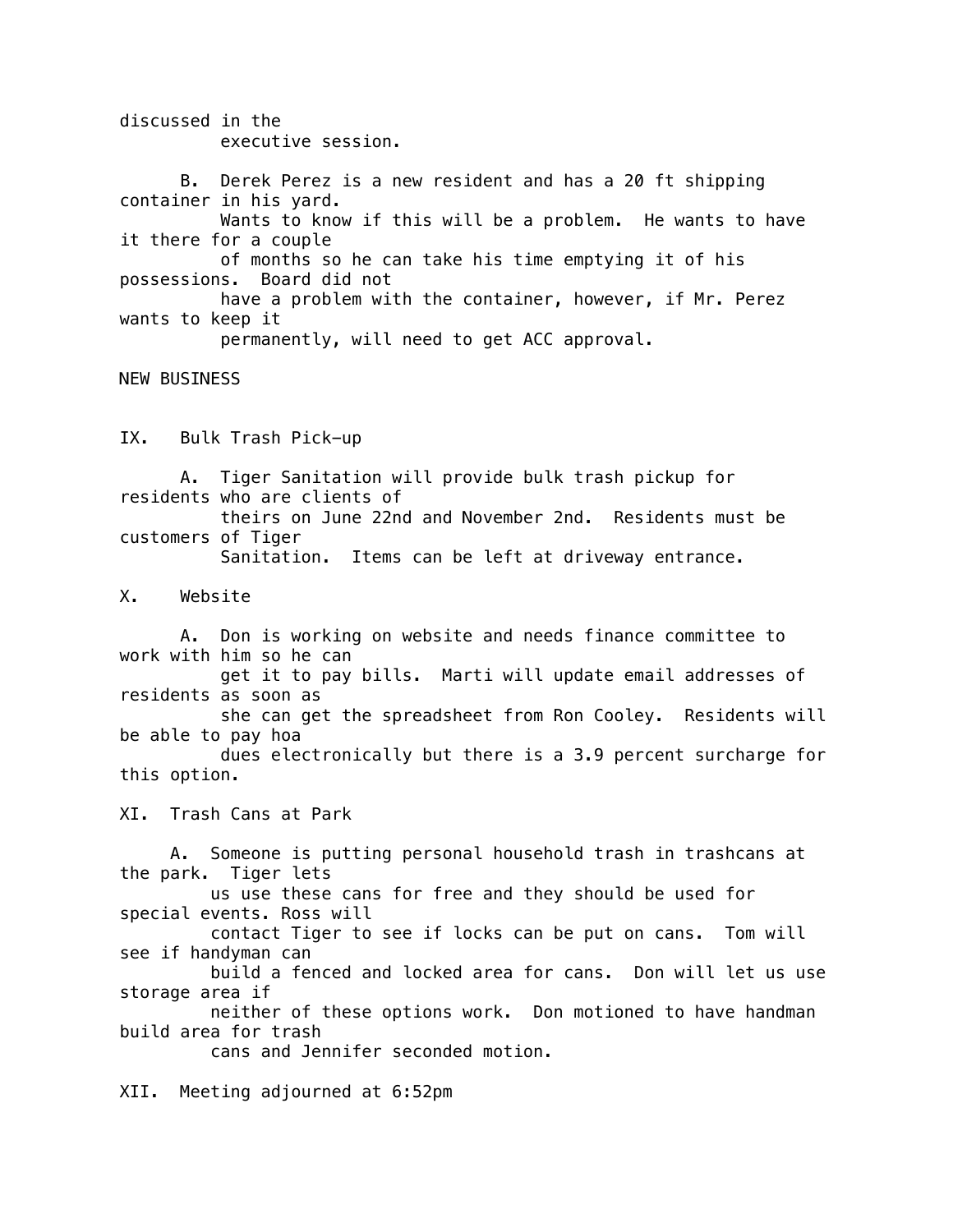discussed in the executive session.

B. Derek Perez is a new resident and has a 20 ft shipping container in his yard. Wants to know if this will be a problem. He wants to have it there for a couple of months so he can take his time emptying it of his possessions. Board did not have a problem with the container, however, if Mr. Perez wants to keep it permanently, will need to get ACC approval.

NEW BUSINESS

IX. Bulk Trash Pick-up

A. Tiger Sanitation will provide bulk trash pickup for residents who are clients of theirs on June 22nd and November 2nd. Residents must be customers of Tiger Sanitation. Items can be left at driveway entrance.

X. Website

A. Don is working on website and needs finance committee to work with him so he can get it to pay bills. Marti will update email addresses of residents as soon as she can get the spreadsheet from Ron Cooley. Residents will be able to pay hoa dues electronically but there is a 3.9 percent surcharge for this option.

XI. Trash Cans at Park

A. Someone is putting personal household trash in trashcans at the park. Tiger lets us use these cans for free and they should be used for special events. Ross will contact Tiger to see if locks can be put on cans. Tom will see if handyman can build a fenced and locked area for cans. Don will let us use storage area if neither of these options work. Don motioned to have handman build area for trash cans and Jennifer seconded motion.

XII. Meeting adjourned at 6:52pm